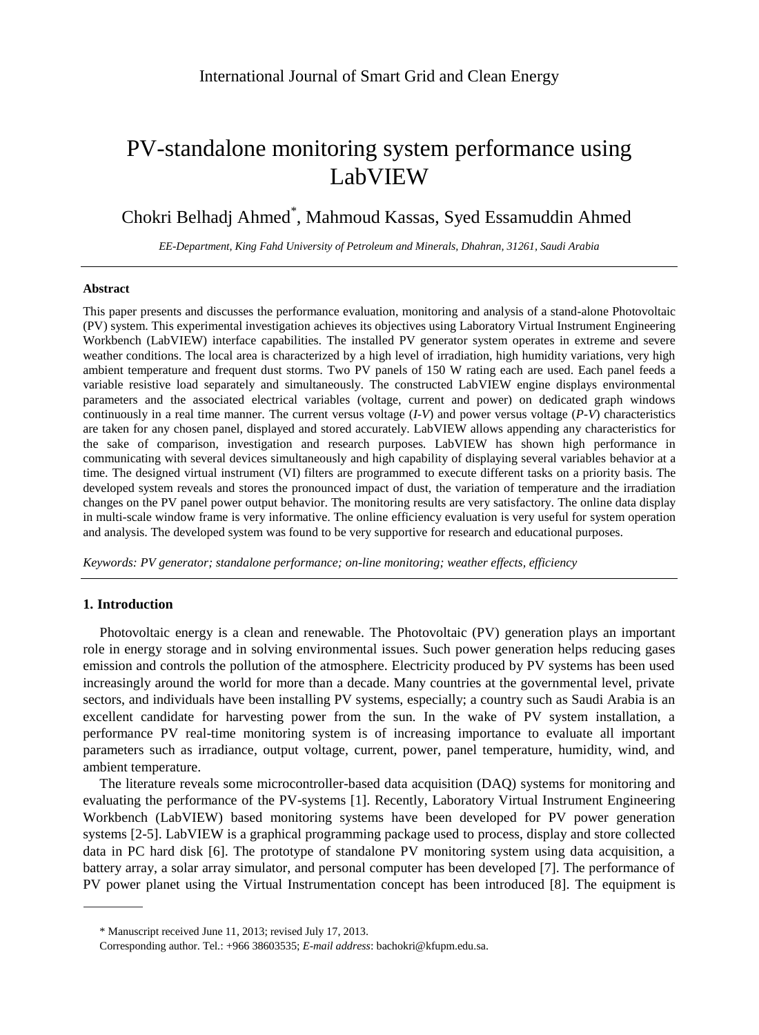# PV-standalone monitoring system performance using LabVIEW

Chokri Belhadj Ahmed*, Mahmoud Kassas, Syed Essamuddin Ahmed

*EE-Department, King Fahd University of Petroleum and Minerals, Dhahran, 31261, Saudi Arabia*

---

### Abstract

This paper presents and discusses the performance evaluation, monitoring and analysis of a stand-alone Photovoltaic (PV) system. This experimental investigation achieves its objectives using Laboratory Virtual Instrument Engineering Workbench (LabVIEW) interface capabilities. The installed PV generator system operates in extreme and severe weather conditions. The local area is characterized by a high level of irradiation, high humidity variations, very high ambient temperature and frequent dust storms. Two PV panels of 150 W rating each are used. Each panel feeds a variable resistive load separately and simultaneously. The constructed LabVIEW engine displays environmental parameters and the associated electrical variables (voltage, current and power) on dedicated graph windows continuously in a real time manner. The current versus voltage (*I-V*) and power versus voltage (*P-V*) characteristics are taken for any chosen panel, displayed and stored accurately. LabVIEW allows appending any characteristics for the sake of comparison, investigation and research purposes. LabVIEW has shown high performance in communicating with several devices simultaneously and high capability of displaying several variables behavior at a time. The designed virtual instrument (VI) filters are programmed to execute different tasks on a priority basis. The developed system reveals and stores the pronounced impact of dust, the variation of temperature and the irradiation changes on the PV panel power output behavior. The monitoring results are very satisfactory. The online data display in multi-scale window frame is very informative. The online efficiency evaluation is very useful for system operation and analysis. The developed system was found to be very supportive for research and educational purposes.

*Keywords: PV generator; standalone performance; on-line monitoring; weather effects, efficiency*

---

## 1. Introduction

Photovoltaic energy is a clean and renewable. The Photovoltaic (PV) generation plays an important role in energy storage and in solving environmental issues. Such power generation helps reducing gases emission and controls the pollution of the atmosphere. Electricity produced by PV systems has been used increasingly around the world for more than a decade. Many countries at the governmental level, private sectors, and individuals have been installing PV systems, especially; a country such as Saudi Arabia is an excellent candidate for harvesting power from the sun. In the wake of PV system installation, a performance PV real-time monitoring system is of increasing importance to evaluate all important parameters such as irradiance, output voltage, current, power, panel temperature, humidity, wind, and ambient temperature.

The literature reveals some microcontroller-based data acquisition (DAQ) systems for monitoring and evaluating the performance of the PV-systems [1]. Recently, Laboratory Virtual Instrument Engineering Workbench (LabVIEW) based monitoring systems have been developed for PV power generation systems [2-5]. LabVIEW is a graphical programming package used to process, display and store collected data in PC hard disk [6]. The prototype of standalone PV monitoring system using data acquisition, a battery array, a solar array simulator, and personal computer has been developed [7]. The performance of PV power planet using the Virtual Instrumentation concept has been introduced [8]. The equipment is

---

\* Manuscript received June 11, 2013; revised July 17, 2013.

Corresponding author. Tel.: +966 38603535; *E-mail address*: bachokri@kfupm.edu.sa.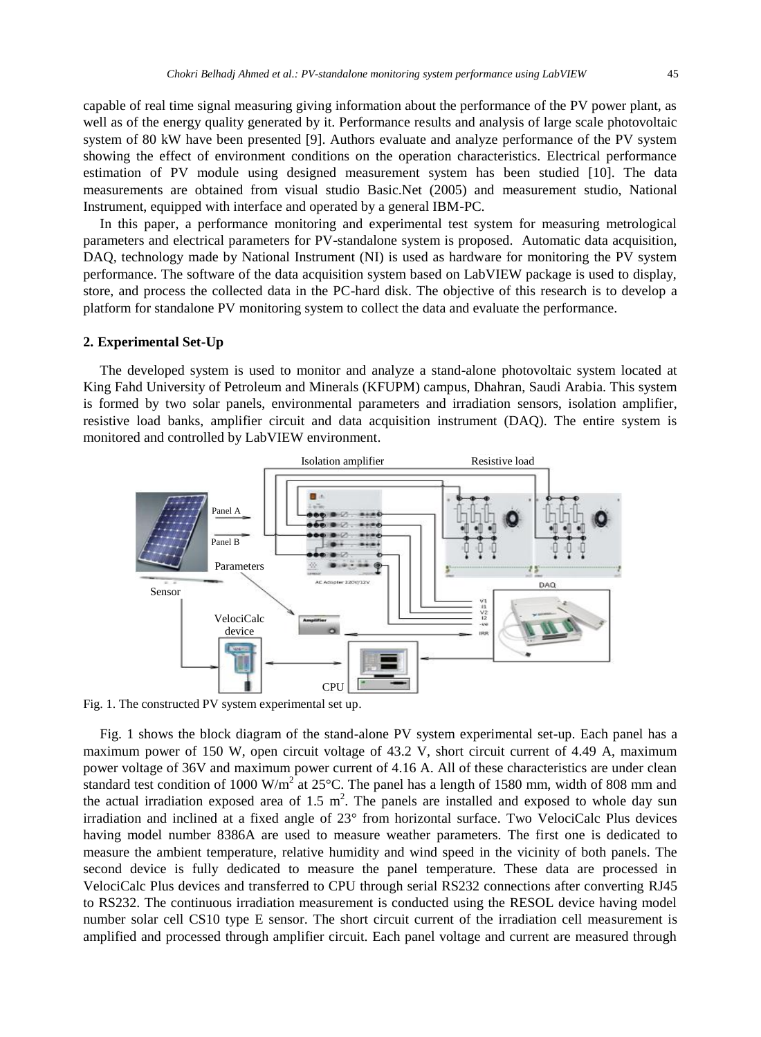capable of real time signal measuring giving information about the performance of the PV power plant, as well as of the energy quality generated by it. Performance results and analysis of large scale photovoltaic system of 80 kW have been presented [9]. Authors evaluate and analyze performance of the PV system showing the effect of environment conditions on the operation characteristics. Electrical performance estimation of PV module using designed measurement system has been studied [10]. The data measurements are obtained from visual studio Basic.Net (2005) and measurement studio, National Instrument, equipped with interface and operated by a general IBM-PC.

In this paper, a performance monitoring and experimental test system for measuring metrological parameters and electrical parameters for PV-standalone system is proposed. Automatic data acquisition, DAQ, technology made by National Instrument (NI) is used as hardware for monitoring the PV system performance. The software of the data acquisition system based on LabVIEW package is used to display, store, and process the collected data in the PC-hard disk. The objective of this research is to develop a platform for standalone PV monitoring system to collect the data and evaluate the performance.

## 2. Experimental Set-Up

The developed system is used to monitor and analyze a stand-alone photovoltaic system located at King Fahd University of Petroleum and Minerals (KFUPM) campus, Dhahran, Saudi Arabia. This system is formed by two solar panels, environmental parameters and irradiation sensors, isolation amplifier, resistive load banks, amplifier circuit and data acquisition instrument (DAQ). The entire system is monitored and controlled by LabVIEW environment.

Fig. 1. The constructed PV system experimental set up.

Fig. 1 shows the block diagram of the stand-alone PV system experimental set-up. Each panel has a maximum power of 150 W, open circuit voltage of 43.2 V, short circuit current of 4.49 A, maximum power voltage of 36V and maximum power current of 4.16 A. All of these characteristics are under clean standard test condition of 1000 W/m$^2$ at 25°C. The panel has a length of 1580 mm, width of 808 mm and the actual irradiation exposed area of 1.5 m$^2$. The panels are installed and exposed to whole day sun irradiation and inclined at a fixed angle of 23° from horizontal surface. Two VelociCalc Plus devices having model number 8386A are used to measure weather parameters. The first one is dedicated to measure the ambient temperature, relative humidity and wind speed in the vicinity of both panels. The second device is fully dedicated to measure the panel temperature. These data are processed in VelociCalc Plus devices and transferred to CPU through serial RS232 connections after converting RJ45 to RS232. The continuous irradiation measurement is conducted using the RESOL device having model number solar cell CS10 type E sensor. The short circuit current of the irradiation cell measurement is amplified and processed through amplifier circuit. Each panel voltage and current are measured through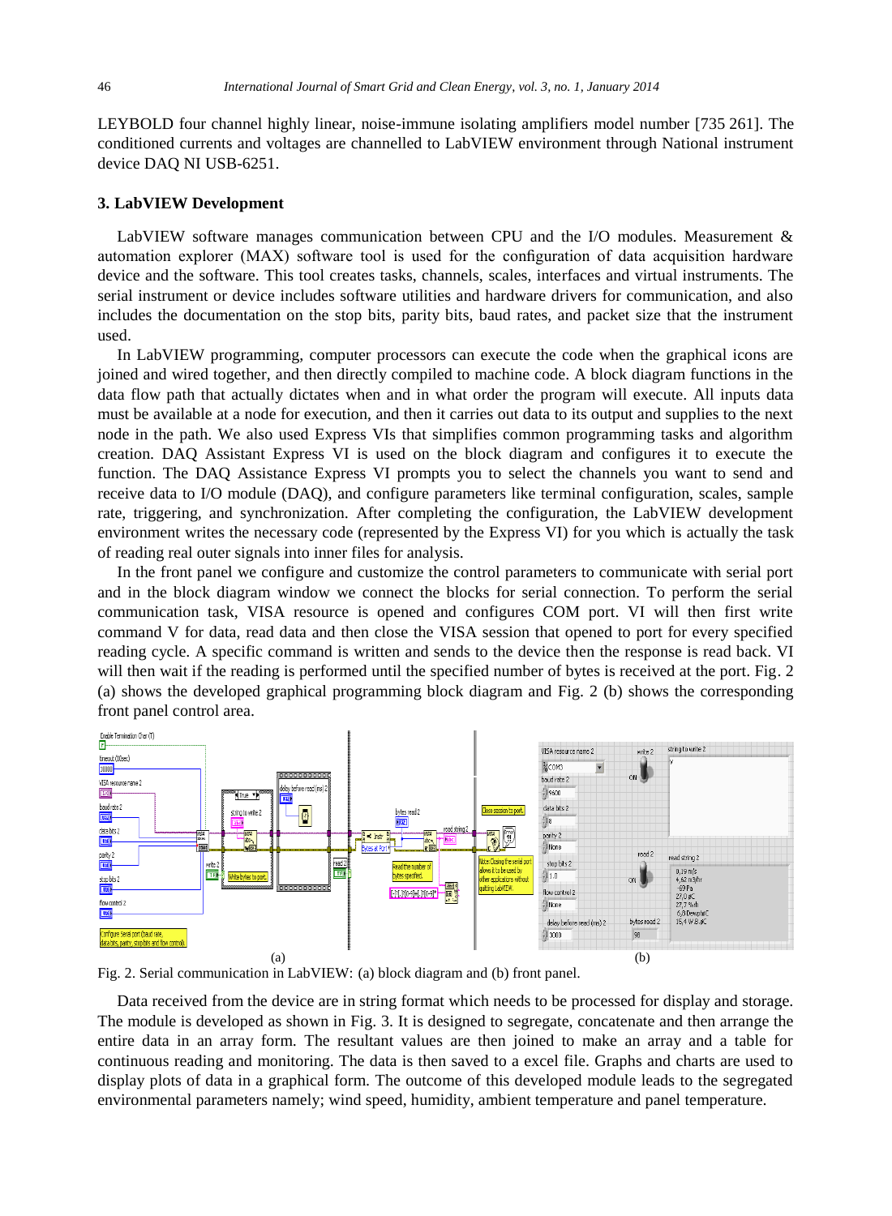LEYBOLD four channel highly linear, noise-immune isolating amplifiers model number [735 261]. The conditioned currents and voltages are channelled to LabVIEW environment through National instrument device DAQ NI USB-6251.

### 3. LabVIEW Development

LabVIEW software manages communication between CPU and the I/O modules. Measurement & automation explorer (MAX) software tool is used for the configuration of data acquisition hardware device and the software. This tool creates tasks, channels, scales, interfaces and virtual instruments. The serial instrument or device includes software utilities and hardware drivers for communication, and also includes the documentation on the stop bits, parity bits, baud rates, and packet size that the instrument used.

In LabVIEW programming, computer processors can execute the code when the graphical icons are joined and wired together, and then directly compiled to machine code. A block diagram functions in the data flow path that actually dictates when and in what order the program will execute. All inputs data must be available at a node for execution, and then it carries out data to its output and supplies to the next node in the path. We also used Express VIs that simplifies common programming tasks and algorithm creation. DAQ Assistant Express VI is used on the block diagram and configures it to execute the function. The DAQ Assistance Express VI prompts you to select the channels you want to send and receive data to I/O module (DAQ), and configure parameters like terminal configuration, scales, sample rate, triggering, and synchronization. After completing the configuration, the LabVIEW development environment writes the necessary code (represented by the Express VI) for you which is actually the task of reading real outer signals into inner files for analysis.

In the front panel we configure and customize the control parameters to communicate with serial port and in the block diagram window we connect the blocks for serial connection. To perform the serial communication task, VISA resource is opened and configures COM port. VI will then first write command V for data, read data and then close the VISA session that opened to port for every specified reading cycle. A specific command is written and sends to the device then the response is read back. VI will then wait if the reading is performed until the specified number of bytes is received at the port. Fig. 2 (a) shows the developed graphical programming block diagram and Fig. 2 (b) shows the corresponding front panel control area.

Fig. 2. Serial communication in LabVIEW: (a) block diagram and (b) front panel.

Data received from the device are in string format which needs to be processed for display and storage. The module is developed as shown in Fig. 3. It is designed to segregate, concatenate and then arrange the entire data in an array form. The resultant values are then joined to make an array and a table for continuous reading and monitoring. The data is then saved to a excel file. Graphs and charts are used to display plots of data in a graphical form. The outcome of this developed module leads to the segregated environmental parameters namely; wind speed, humidity, ambient temperature and panel temperature.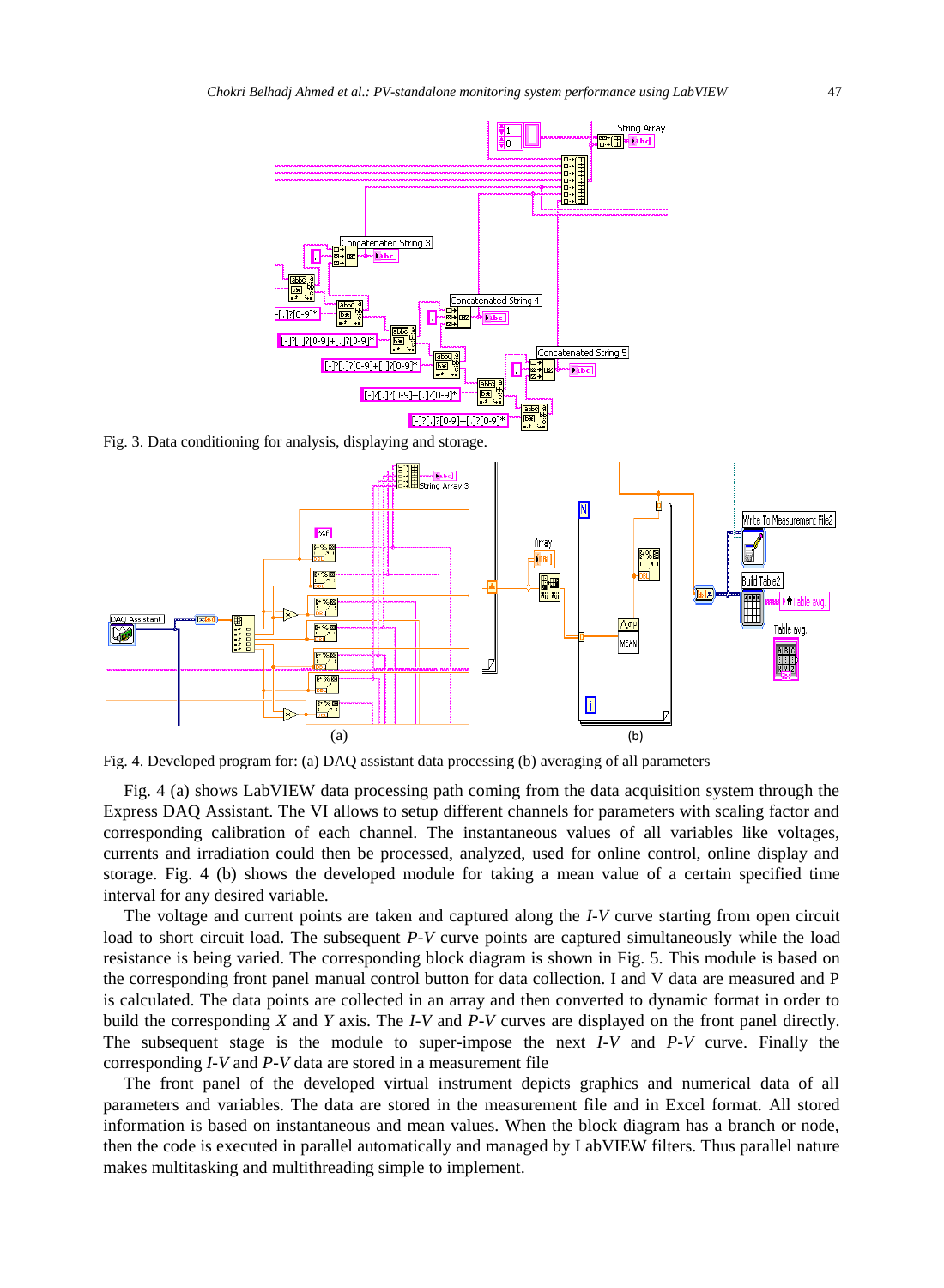Fig. 3. Data conditioning for analysis, displaying and storage.

Fig. 4. Developed program for: (a) DAQ assistant data processing (b) averaging of all parameters

Fig. 4 (a) shows LabVIEW data processing path coming from the data acquisition system through the Express DAQ Assistant. The VI allows to setup different channels for parameters with scaling factor and corresponding calibration of each channel. The instantaneous values of all variables like voltages, currents and irradiation could then be processed, analyzed, used for online control, online display and storage. Fig. 4 (b) shows the developed module for taking a mean value of a certain specified time interval for any desired variable.

The voltage and current points are taken and captured along the *I-V* curve starting from open circuit load to short circuit load. The subsequent *P-V* curve points are captured simultaneously while the load resistance is being varied. The corresponding block diagram is shown in Fig. 5. This module is based on the corresponding front panel manual control button for data collection. I and V data are measured and P is calculated. The data points are collected in an array and then converted to dynamic format in order to build the corresponding *X* and *Y* axis. The *I-V* and *P-V* curves are displayed on the front panel directly. The subsequent stage is the module to super-impose the next *I-V* and *P-V* curve. Finally the corresponding *I-V* and *P-V* data are stored in a measurement file

The front panel of the developed virtual instrument depicts graphics and numerical data of all parameters and variables. The data are stored in the measurement file and in Excel format. All stored information is based on instantaneous and mean values. When the block diagram has a branch or node, then the code is executed in parallel automatically and managed by LabVIEW filters. Thus parallel nature makes multitasking and multithreading simple to implement.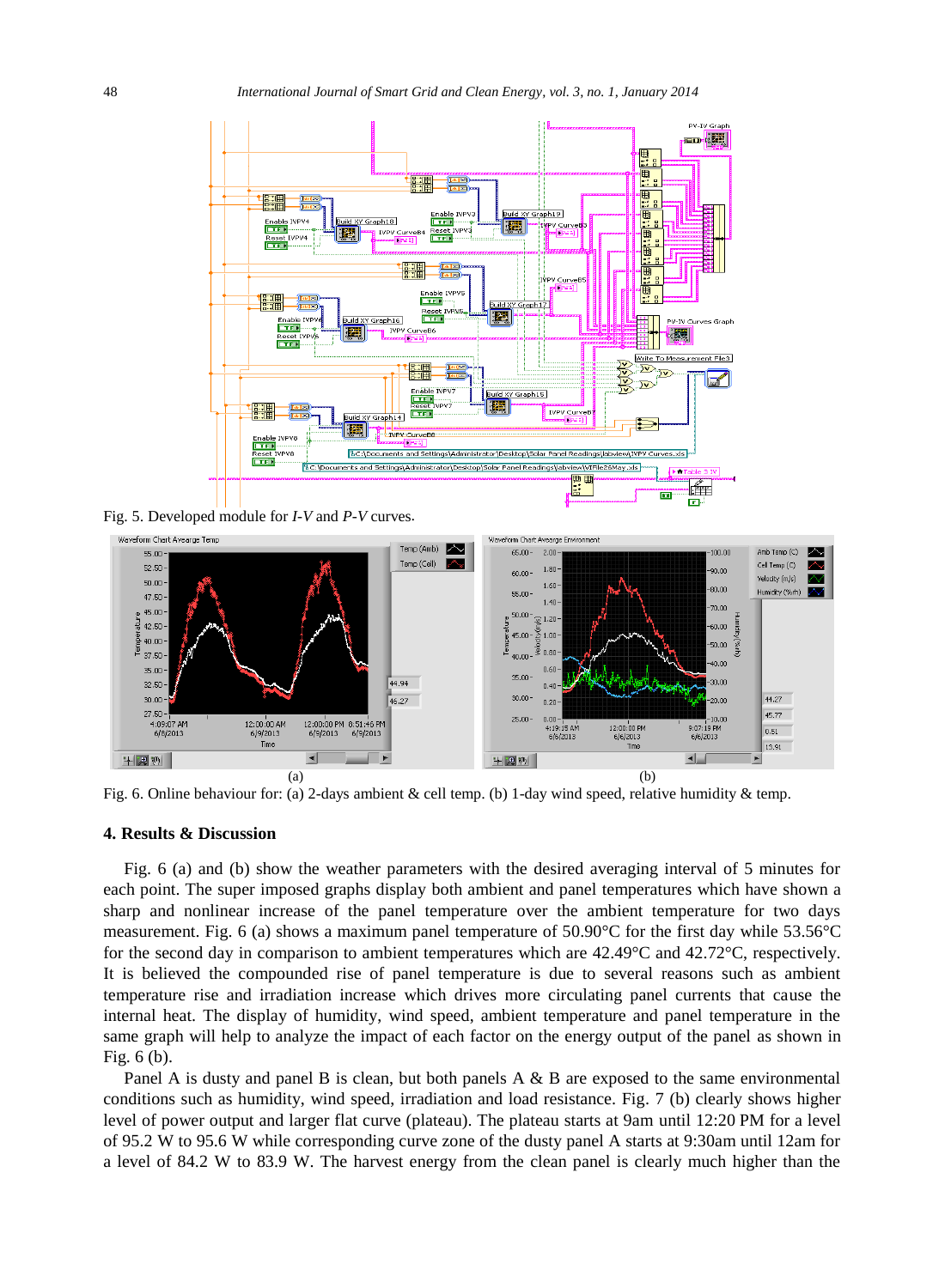Fig. 5. Developed module for *I-V* and *P-V* curves.

Fig. 6. Online behaviour for: (a) 2-days ambient & cell temp. (b) 1-day wind speed, relative humidity & temp.

## 4. Results & Discussion

Fig. 6 (a) and (b) show the weather parameters with the desired averaging interval of 5 minutes for each point. The super imposed graphs display both ambient and panel temperatures which have shown a sharp and nonlinear increase of the panel temperature over the ambient temperature for two days measurement. Fig. 6 (a) shows a maximum panel temperature of 50.90°C for the first day while 53.56°C for the second day in comparison to ambient temperatures which are 42.49°C and 42.72°C, respectively. It is believed the compounded rise of panel temperature is due to several reasons such as ambient temperature rise and irradiation increase which drives more circulating panel currents that cause the internal heat. The display of humidity, wind speed, ambient temperature and panel temperature in the same graph will help to analyze the impact of each factor on the energy output of the panel as shown in Fig. 6 (b).

Panel A is dusty and panel B is clean, but both panels A & B are exposed to the same environmental conditions such as humidity, wind speed, irradiation and load resistance. Fig. 7 (b) clearly shows higher level of power output and larger flat curve (plateau). The plateau starts at 9am until 12:20 PM for a level of 95.2 W to 95.6 W while corresponding curve zone of the dusty panel A starts at 9:30am until 12am for a level of 84.2 W to 83.9 W. The harvest energy from the clean panel is clearly much higher than the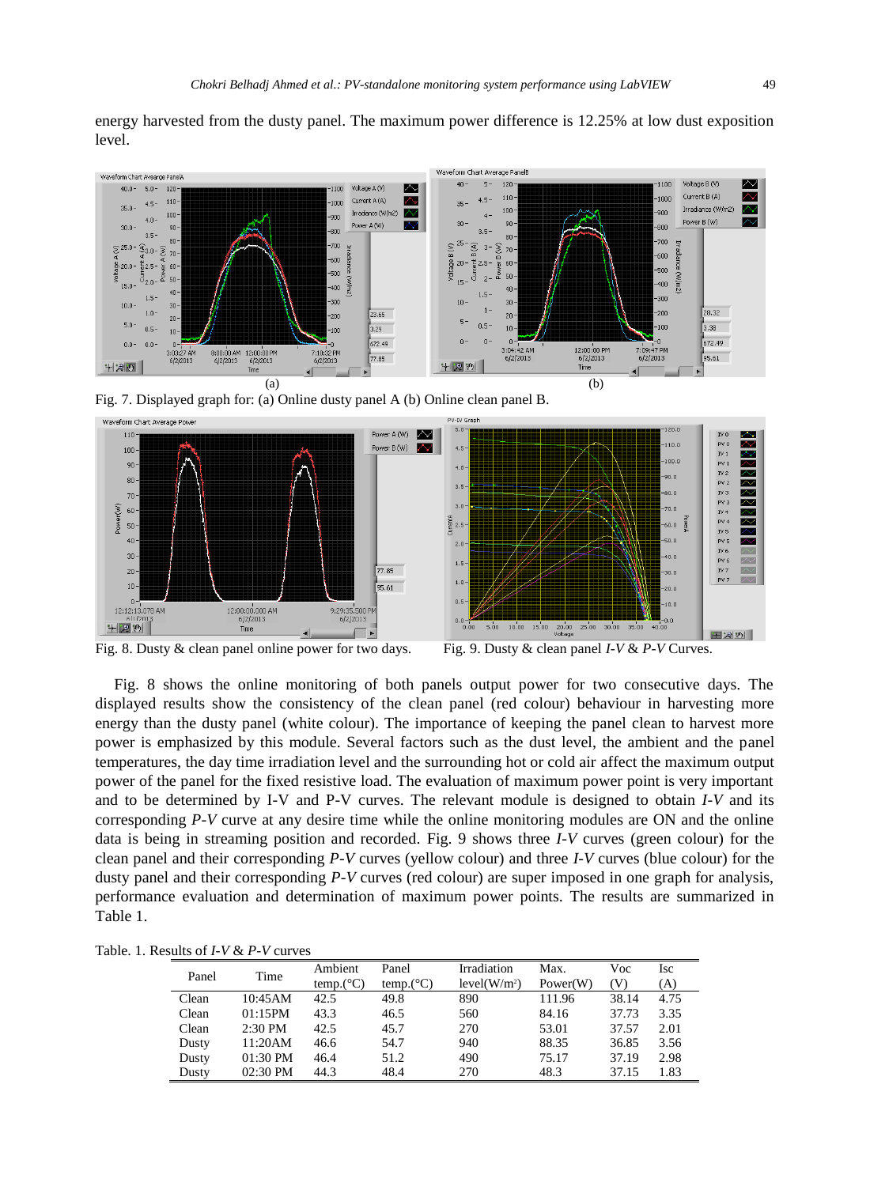energy harvested from the dusty panel. The maximum power difference is 12.25% at low dust exposition level.

Fig. 7. Displayed graph for: (a) Online dusty panel A (b) Online clean panel B.

Fig. 8. Dusty & clean panel online power for two days.

Fig. 9. Dusty & clean panel *I-V* & *P-V* Curves.

Fig. 8 shows the online monitoring of both panels output power for two consecutive days. The displayed results show the consistency of the clean panel (red colour) behaviour in harvesting more energy than the dusty panel (white colour). The importance of keeping the panel clean to harvest more power is emphasized by this module. Several factors such as the dust level, the ambient and the panel temperatures, the day time irradiation level and the surrounding hot or cold air affect the maximum output power of the panel for the fixed resistive load. The evaluation of maximum power point is very important and to be determined by I-V and P-V curves. The relevant module is designed to obtain *I-V* and its corresponding *P-V* curve at any desire time while the online monitoring modules are ON and the online data is being in streaming position and recorded. Fig. 9 shows three *I-V* curves (green colour) for the clean panel and their corresponding *P-V* curves (yellow colour) and three *I-V* curves (blue colour) for the dusty panel and their corresponding *P-V* curves (red colour) are super imposed in one graph for analysis, performance evaluation and determination of maximum power points. The results are summarized in Table 1.

Table. 1. Results of *I-V* & *P-V* curves

| Panel | Time | Ambient temp.(°C) | Panel temp.(°C) | Irradiation level(W/m²) | Max. Power(W) | Voc (V) | Isc (A) |
|---|---|---|---|---|---|---|---|
| Clean | 10:45AM | 42.5 | 49.8 | 890 | 111.96 | 38.14 | 4.75 |
| Clean | 01:15PM | 43.3 | 46.5 | 560 | 84.16 | 37.73 | 3.35 |
| Clean | 2:30 PM | 42.5 | 45.7 | 270 | 53.01 | 37.57 | 2.01 |
| Dusty | 11:20AM | 46.6 | 54.7 | 940 | 88.35 | 36.85 | 3.56 |
| Dusty | 01:30 PM | 46.4 | 51.2 | 490 | 75.17 | 37.19 | 2.98 |
| Dusty | 02:30 PM | 44.3 | 48.4 | 270 | 48.3 | 37.15 | 1.83 |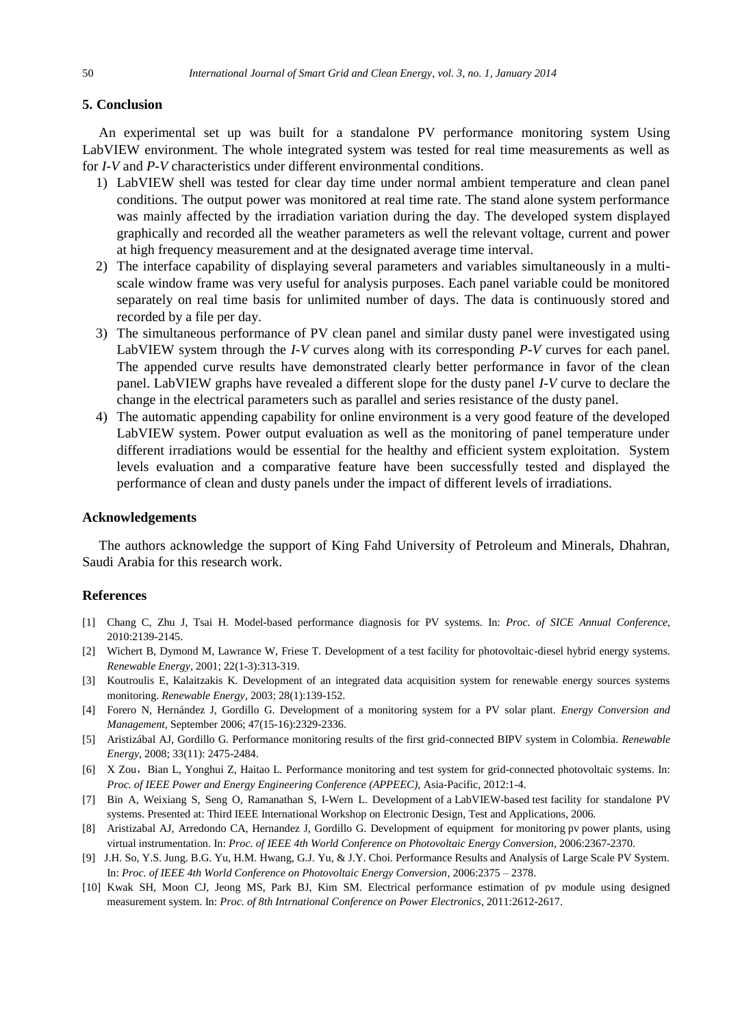## 5. Conclusion

An experimental set up was built for a standalone PV performance monitoring system Using LabVIEW environment. The whole integrated system was tested for real time measurements as well as for *I-V* and *P-V* characteristics under different environmental conditions.

1) LabVIEW shell was tested for clear day time under normal ambient temperature and clean panel conditions. The output power was monitored at real time rate. The stand alone system performance was mainly affected by the irradiation variation during the day. The developed system displayed graphically and recorded all the weather parameters as well the relevant voltage, current and power at high frequency measurement and at the designated average time interval.
2) The interface capability of displaying several parameters and variables simultaneously in a multi-scale window frame was very useful for analysis purposes. Each panel variable could be monitored separately on real time basis for unlimited number of days. The data is continuously stored and recorded by a file per day.
3) The simultaneous performance of PV clean panel and similar dusty panel were investigated using LabVIEW system through the *I-V* curves along with its corresponding *P-V* curves for each panel. The appended curve results have demonstrated clearly better performance in favor of the clean panel. LabVIEW graphs have revealed a different slope for the dusty panel *I-V* curve to declare the change in the electrical parameters such as parallel and series resistance of the dusty panel.
4) The automatic appending capability for online environment is a very good feature of the developed LabVIEW system. Power output evaluation as well as the monitoring of panel temperature under different irradiations would be essential for the healthy and efficient system exploitation. System levels evaluation and a comparative feature have been successfully tested and displayed the performance of clean and dusty panels under the impact of different levels of irradiations.

## Acknowledgements

The authors acknowledge the support of King Fahd University of Petroleum and Minerals, Dhahran, Saudi Arabia for this research work.

## References

[1] Chang C, Zhu J, Tsai H. Model-based performance diagnosis for PV systems. In: *Proc. of SICE Annual Conference*, 2010:2139-2145.

[2] Wichert B, Dymond M, Lawrance W, Friese T. Development of a test facility for photovoltaic-diesel hybrid energy systems. *Renewable Energy*, 2001; 22(1-3):313-319.

[3] Koutroulis E, Kalaitzakis K. Development of an integrated data acquisition system for renewable energy sources systems monitoring. *Renewable Energy*, 2003; 28(1):139-152.

[4] Forero N, Hernández J, Gordillo G. Development of a monitoring system for a PV solar plant. *Energy Conversion and Management*, September 2006; 47(15-16):2329-2336.

[5] Aristizábal AJ, Gordillo G. Performance monitoring results of the first grid-connected BIPV system in Colombia. *Renewable Energy*, 2008; 33(11): 2475-2484.

[6] X Zou，Bian L, Yonghui Z, Haitao L. Performance monitoring and test system for grid-connected photovoltaic systems. In: *Proc. of IEEE Power and Energy Engineering Conference (APPEEC)*, Asia-Pacific, 2012:1-4.

[7] Bin A, Weixiang S, Seng O, Ramanathan S, I-Wern L. Development of a LabVIEW-based test facility for standalone PV systems. Presented at: Third IEEE International Workshop on Electronic Design, Test and Applications, 2006.

[8] Aristizabal AJ, Arredondo CA, Hernandez J, Gordillo G. Development of equipment for monitoring pv power plants, using virtual instrumentation. In: *Proc. of IEEE 4th World Conference on Photovoltaic Energy Conversion*, 2006:2367-2370.

[9] J.H. So, Y.S. Jung. B.G. Yu, H.M. Hwang, G.J. Yu, & J.Y. Choi. Performance Results and Analysis of Large Scale PV System. In: *Proc. of IEEE 4th World Conference on Photovoltaic Energy Conversion*, 2006:2375 – 2378.

[10] Kwak SH, Moon CJ, Jeong MS, Park BJ, Kim SM. Electrical performance estimation of pv module using designed measurement system. In: *Proc. of 8th Intrnational Conference on Power Electronics*, 2011:2612-2617.